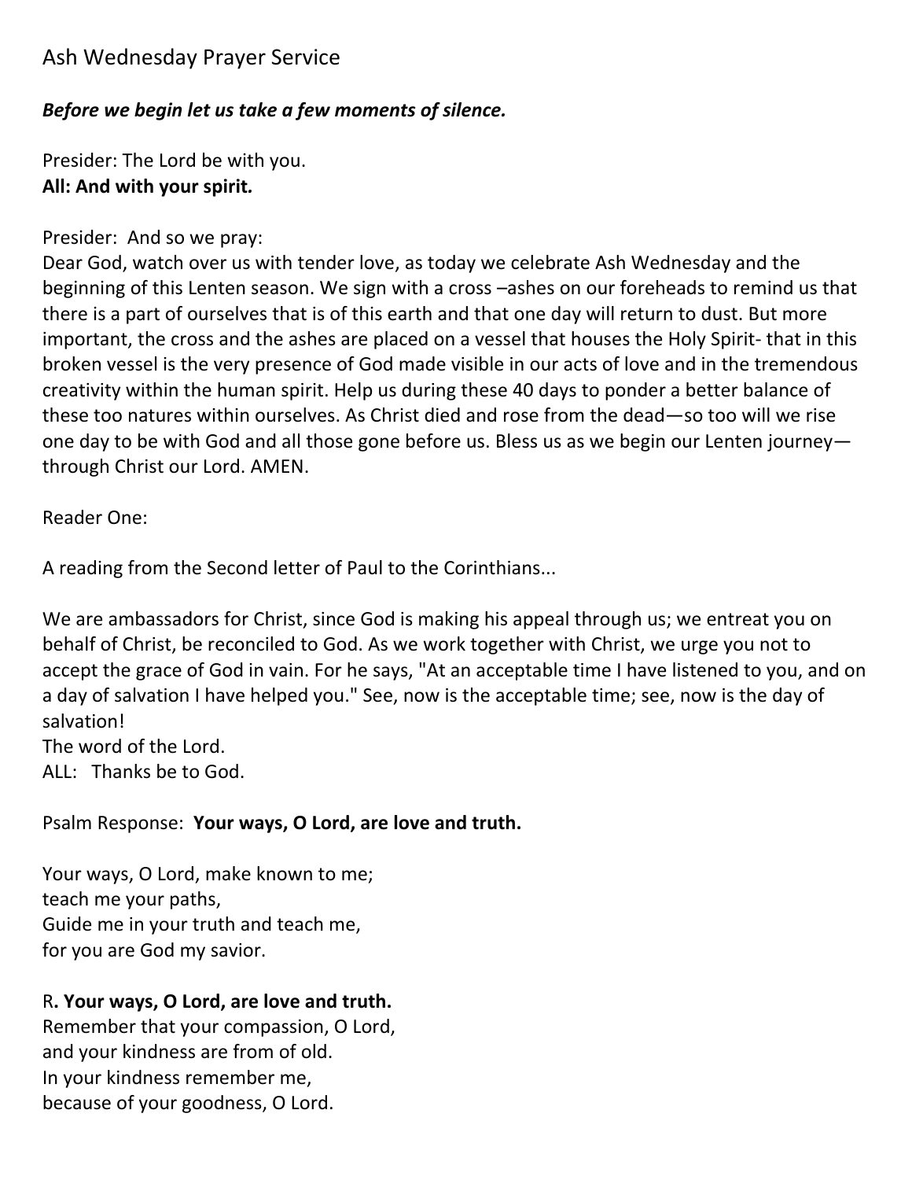# Ash Wednesday Prayer Service

***Before we begin let us take a few moments of silence.***

Presider: The Lord be with you.
**All: And with your spirit.**

Presider: And so we pray:
Dear God, watch over us with tender love, as today we celebrate Ash Wednesday and the beginning of this Lenten season. We sign with a cross –ashes on our foreheads to remind us that there is a part of ourselves that is of this earth and that one day will return to dust. But more important, the cross and the ashes are placed on a vessel that houses the Holy Spirit- that in this broken vessel is the very presence of God made visible in our acts of love and in the tremendous creativity within the human spirit. Help us during these 40 days to ponder a better balance of these too natures within ourselves. As Christ died and rose from the dead—so too will we rise one day to be with God and all those gone before us. Bless us as we begin our Lenten journey—through Christ our Lord. AMEN.

Reader One:

A reading from the Second letter of Paul to the Corinthians...

We are ambassadors for Christ, since God is making his appeal through us; we entreat you on behalf of Christ, be reconciled to God. As we work together with Christ, we urge you not to accept the grace of God in vain. For he says, "At an acceptable time I have listened to you, and on a day of salvation I have helped you." See, now is the acceptable time; see, now is the day of salvation!
The word of the Lord.
ALL: Thanks be to God.

Psalm Response: **Your ways, O Lord, are love and truth.**

Your ways, O Lord, make known to me;
teach me your paths,
Guide me in your truth and teach me,
for you are God my savior.

R**. Your ways, O Lord, are love and truth.**
Remember that your compassion, O Lord,
and your kindness are from of old.
In your kindness remember me,
because of your goodness, O Lord.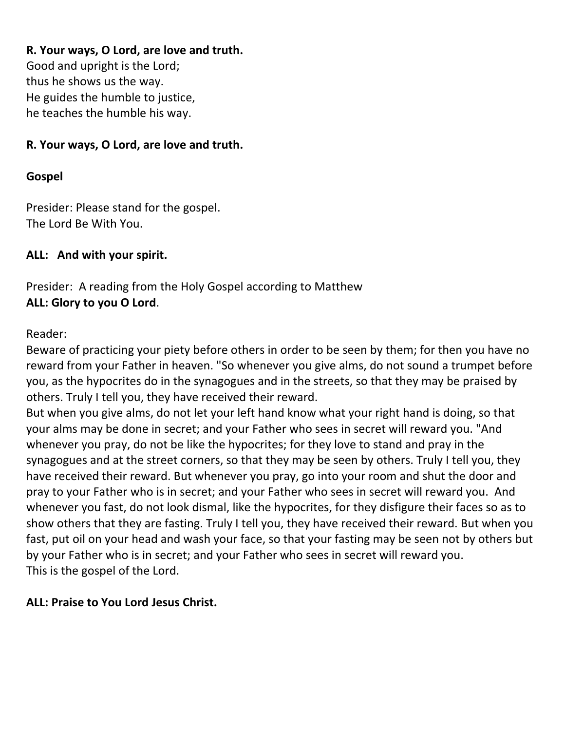**R. Your ways, O Lord, are love and truth.**
Good and upright is the Lord;
thus he shows us the way.
He guides the humble to justice,
he teaches the humble his way.

**R. Your ways, O Lord, are love and truth.**

**Gospel**

Presider: Please stand for the gospel.
The Lord Be With You.

**ALL: And with your spirit.**

Presider: A reading from the Holy Gospel according to Matthew
**ALL: Glory to you O Lord**.

Reader:
Beware of practicing your piety before others in order to be seen by them; for then you have no reward from your Father in heaven. "So whenever you give alms, do not sound a trumpet before you, as the hypocrites do in the synagogues and in the streets, so that they may be praised by others. Truly I tell you, they have received their reward.
But when you give alms, do not let your left hand know what your right hand is doing, so that your alms may be done in secret; and your Father who sees in secret will reward you. "And whenever you pray, do not be like the hypocrites; for they love to stand and pray in the synagogues and at the street corners, so that they may be seen by others. Truly I tell you, they have received their reward. But whenever you pray, go into your room and shut the door and pray to your Father who is in secret; and your Father who sees in secret will reward you. And whenever you fast, do not look dismal, like the hypocrites, for they disfigure their faces so as to show others that they are fasting. Truly I tell you, they have received their reward. But when you fast, put oil on your head and wash your face, so that your fasting may be seen not by others but by your Father who is in secret; and your Father who sees in secret will reward you.
This is the gospel of the Lord.

**ALL: Praise to You Lord Jesus Christ.**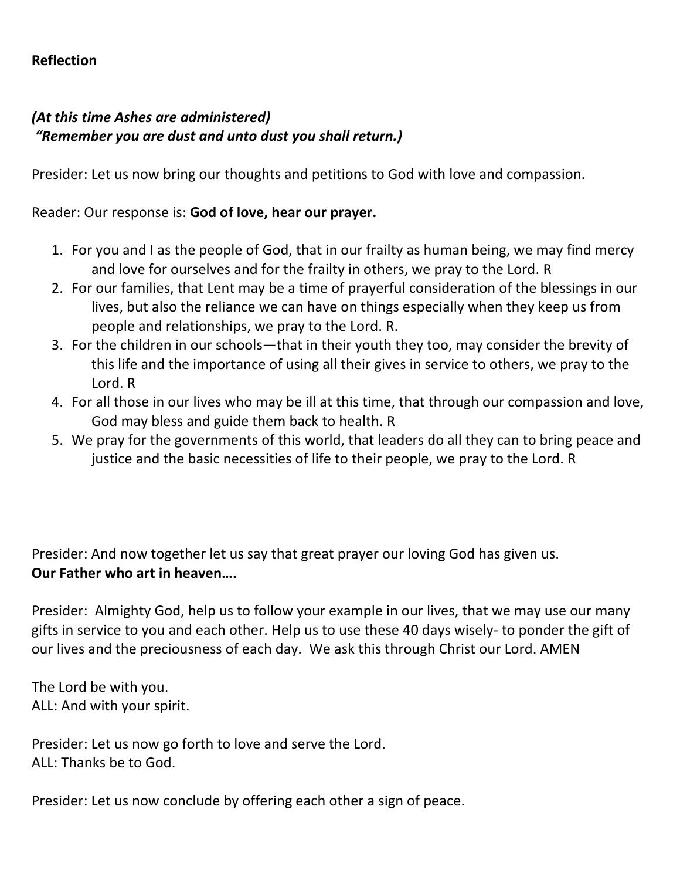**Reflection**

***(At this time Ashes are administered)***
***"Remember you are dust and unto dust you shall return.)***

Presider: Let us now bring our thoughts and petitions to God with love and compassion.

Reader: Our response is: **God of love, hear our prayer.**

1. For you and I as the people of God, that in our frailty as human being, we may find mercy and love for ourselves and for the frailty in others, we pray to the Lord. R
2. For our families, that Lent may be a time of prayerful consideration of the blessings in our lives, but also the reliance we can have on things especially when they keep us from people and relationships, we pray to the Lord. R.
3. For the children in our schools—that in their youth they too, may consider the brevity of this life and the importance of using all their gives in service to others, we pray to the Lord. R
4. For all those in our lives who may be ill at this time, that through our compassion and love, God may bless and guide them back to health. R
5. We pray for the governments of this world, that leaders do all they can to bring peace and justice and the basic necessities of life to their people, we pray to the Lord. R

Presider: And now together let us say that great prayer our loving God has given us.
**Our Father who art in heaven….**

Presider: Almighty God, help us to follow your example in our lives, that we may use our many gifts in service to you and each other. Help us to use these 40 days wisely- to ponder the gift of our lives and the preciousness of each day. We ask this through Christ our Lord. AMEN

The Lord be with you.
ALL: And with your spirit.

Presider: Let us now go forth to love and serve the Lord.
ALL: Thanks be to God.

Presider: Let us now conclude by offering each other a sign of peace.